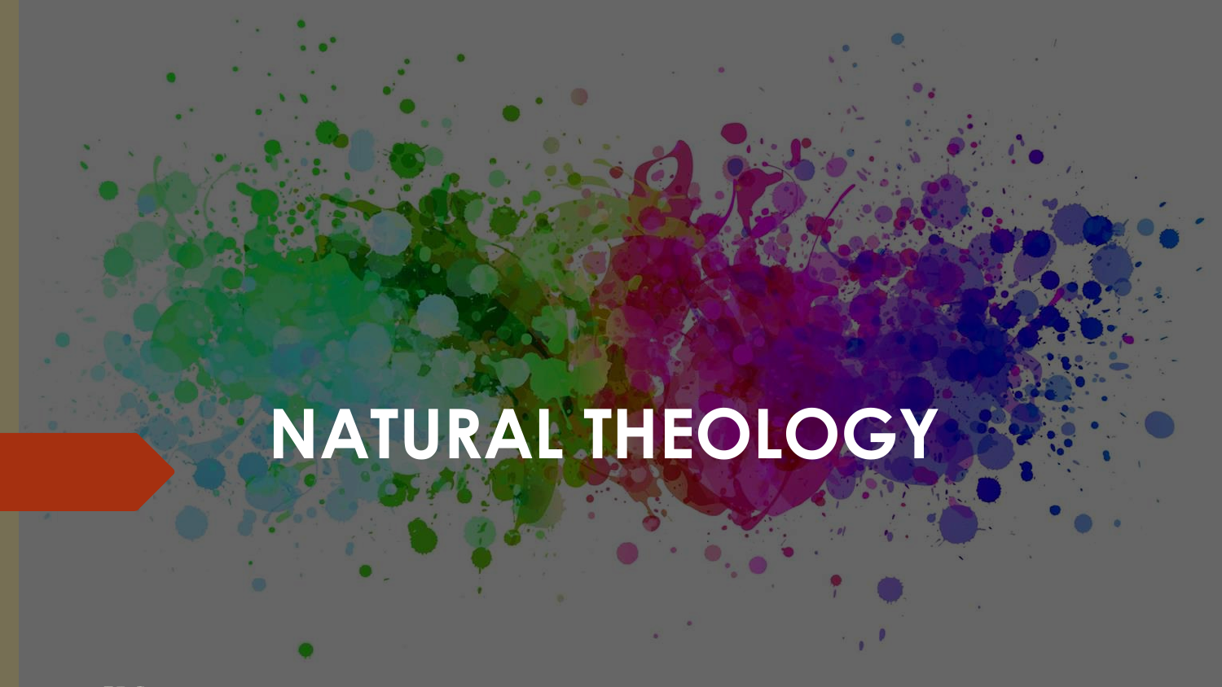# NATURAL THEOLOGY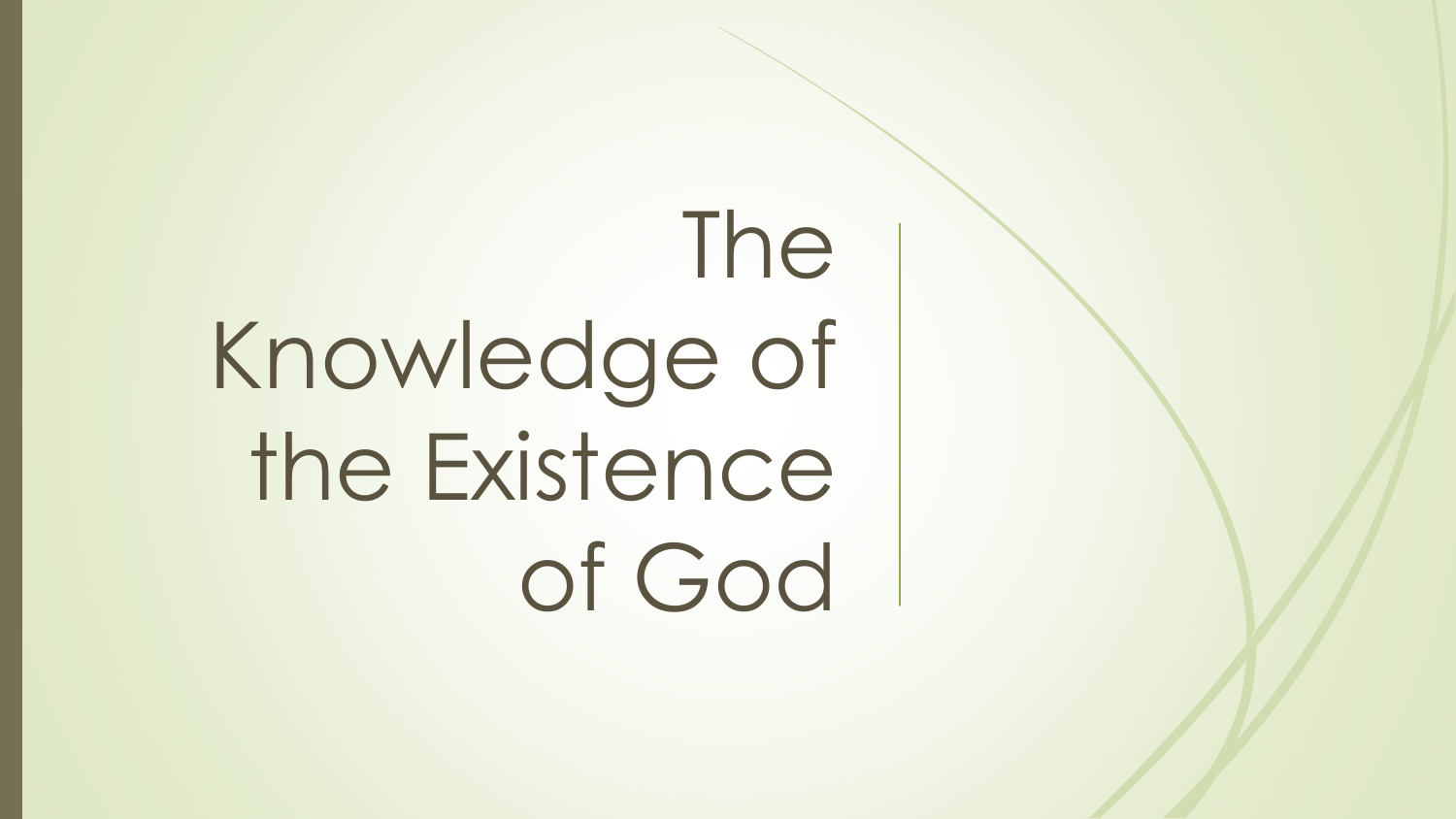# The Knowledge of the Existence of God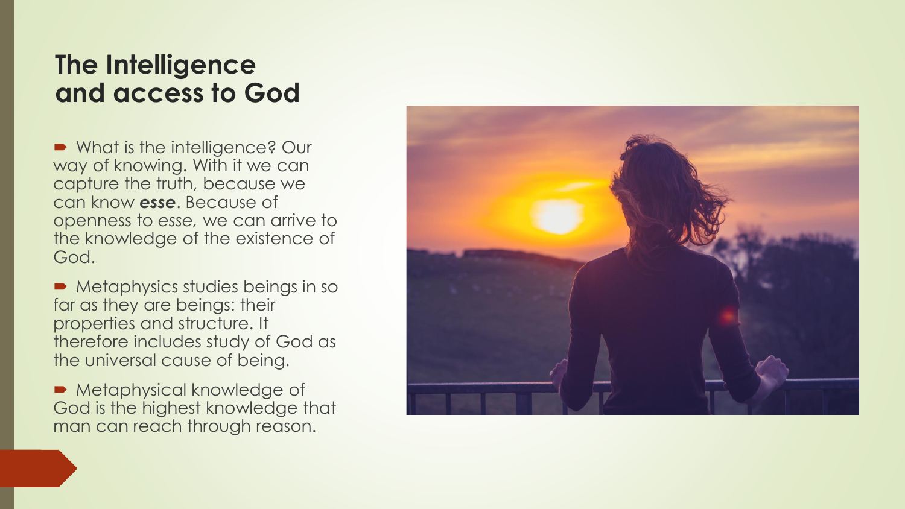# The Intelligence and access to God

- What is the intelligence? Our way of knowing. With it we can capture the truth, because we can know ***esse***. Because of openness to *esse,* we can arrive to the knowledge of the existence of God.
- Metaphysics studies beings in so far as they are beings: their properties and structure. It therefore includes study of God as the universal cause of being.
- Metaphysical knowledge of God is the highest knowledge that man can reach through reason.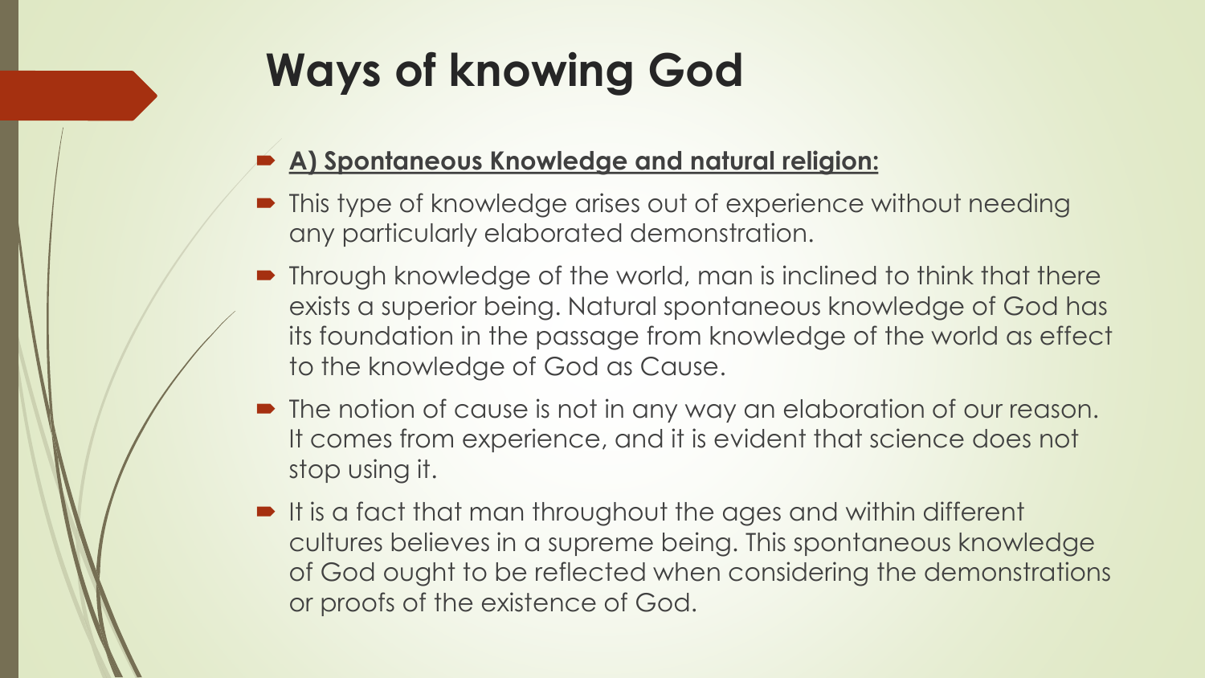# Ways of knowing God

- **A) Spontaneous Knowledge and natural religion:**
- This type of knowledge arises out of experience without needing any particularly elaborated demonstration.
- Through knowledge of the world, man is inclined to think that there exists a superior being. Natural spontaneous knowledge of God has its foundation in the passage from knowledge of the world as effect to the knowledge of God as Cause.
- The notion of cause is not in any way an elaboration of our reason. It comes from experience, and it is evident that science does not stop using it.
- It is a fact that man throughout the ages and within different cultures believes in a supreme being. This spontaneous knowledge of God ought to be reflected when considering the demonstrations or proofs of the existence of God.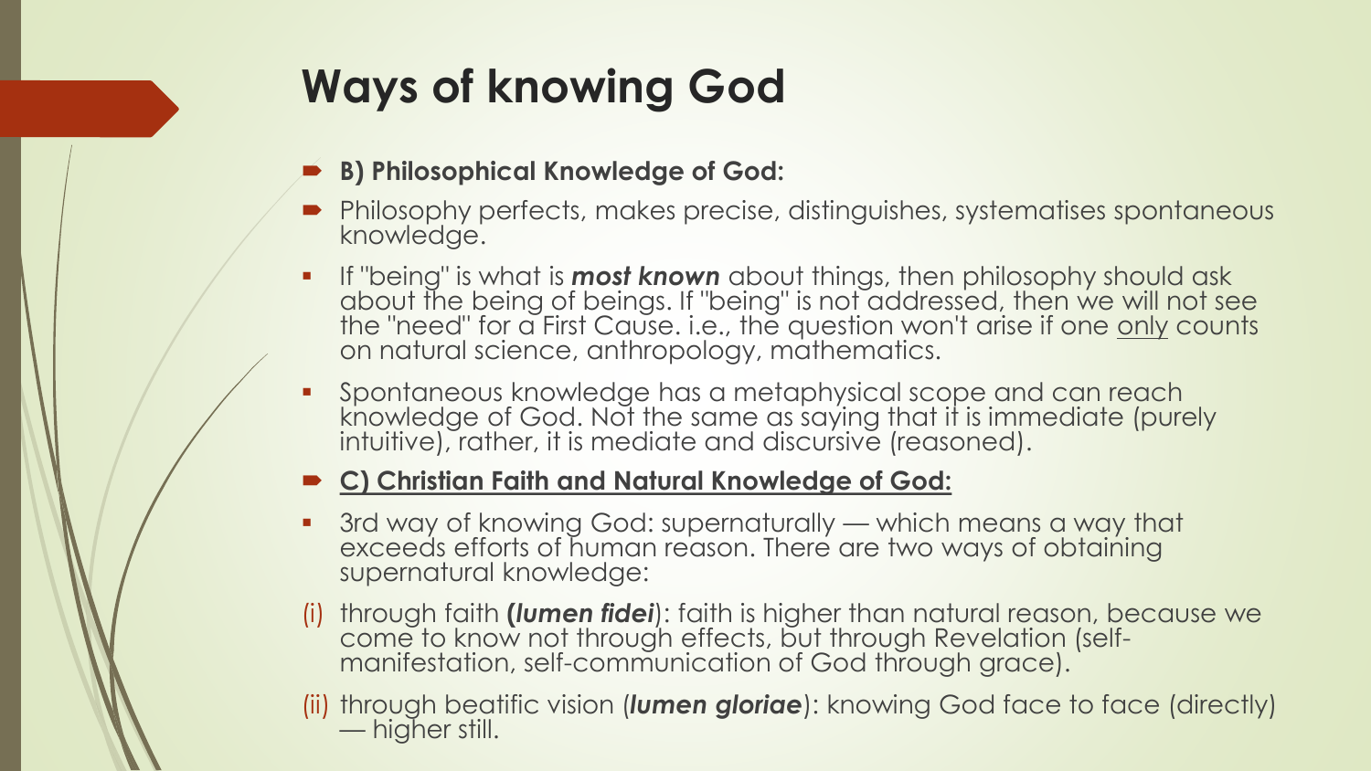# Ways of knowing God

- **B) Philosophical Knowledge of God:**
- Philosophy perfects, makes precise, distinguishes, systematises spontaneous knowledge.
  - If "being" is what is ***most known*** about things, then philosophy should ask about the being of beings. If "being" is not addressed, then we will not see the "need" for a First Cause. i.e., the question won't arise if one <u>only</u> counts on natural science, anthropology, mathematics.
  - Spontaneous knowledge has a metaphysical scope and can reach knowledge of God. Not the same as saying that it is immediate (purely intuitive), rather, it is mediate and discursive (reasoned).
- **<u>C) Christian Faith and Natural Knowledge of God:</u>**
  - 3rd way of knowing God: supernaturally — which means a way that exceeds efforts of human reason. There are two ways of obtaining supernatural knowledge:

(i) through faith **(*lumen fidei*)**: faith is higher than natural reason, because we come to know not through effects, but through Revelation (self-manifestation, self-communication of God through grace).

(ii) through beatific vision (***lumen gloriae***): knowing God face to face (directly) — higher still.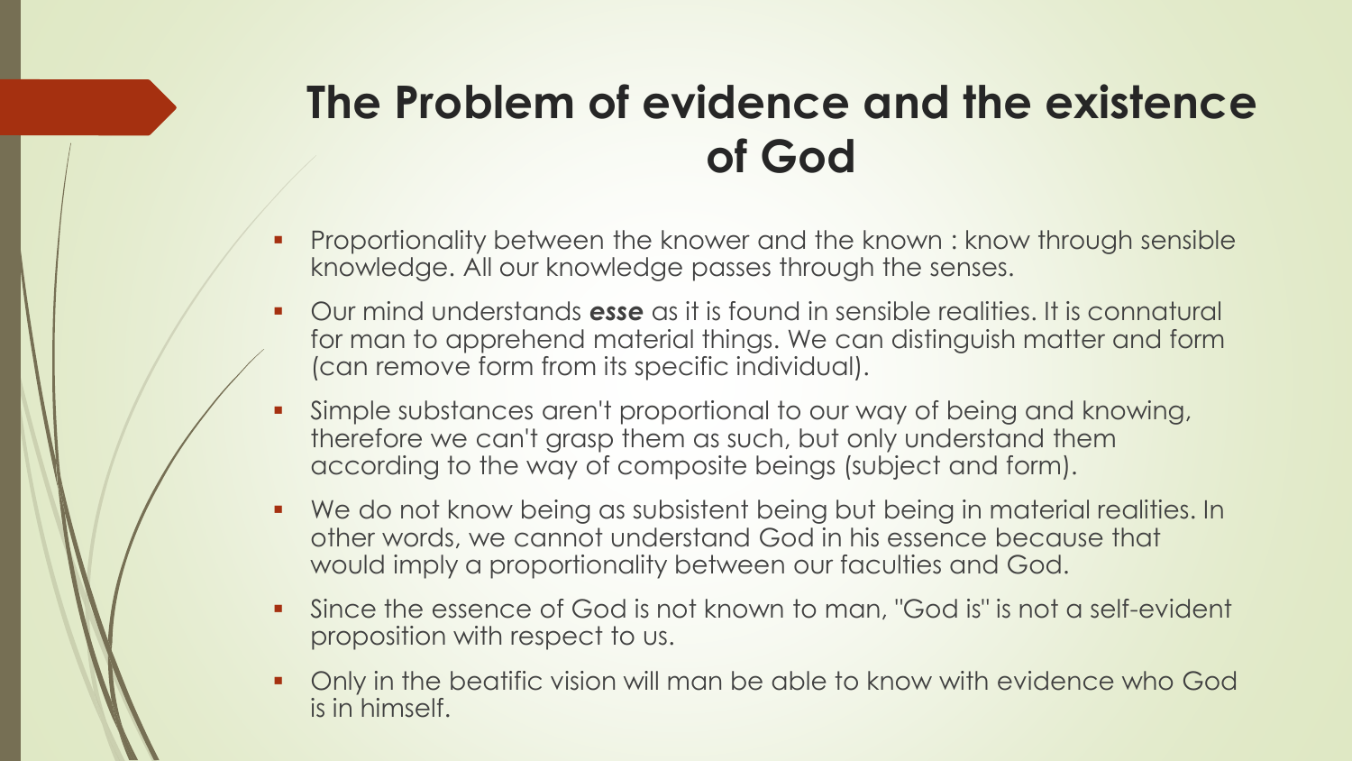# The Problem of evidence and the existence of God

- Proportionality between the knower and the known : know through sensible knowledge. All our knowledge passes through the senses.
- Our mind understands ***esse*** as it is found in sensible realities. It is connatural for man to apprehend material things. We can distinguish matter and form (can remove form from its specific individual).
- Simple substances aren't proportional to our way of being and knowing, therefore we can't grasp them as such, but only understand them according to the way of composite beings (subject and form).
- We do not know being as subsistent being but being in material realities. In other words, we cannot understand God in his essence because that would imply a proportionality between our faculties and God.
- Since the essence of God is not known to man, "God is" is not a self-evident proposition with respect to us.
- Only in the beatific vision will man be able to know with evidence who God is in himself.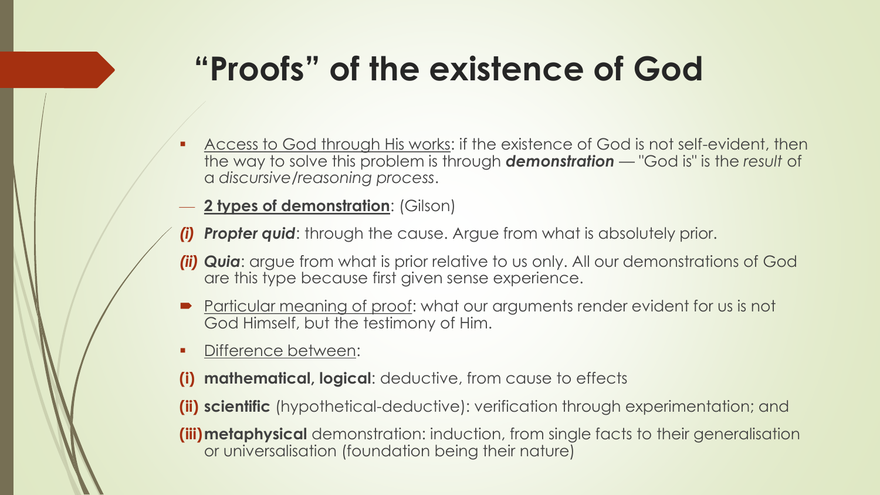# "Proofs" of the existence of God

- Access to God through His works: if the existence of God is not self-evident, then the way to solve this problem is through ***demonstration*** — "God is" is the *result* of a *discursive/reasoning process*.

— **2 types of demonstration**: (Gilson)

***(i)*** ***Propter quid***: through the cause. Argue from what is absolutely prior.

***(ii)*** ***Quia***: argue from what is prior relative to us only. All our demonstrations of God are this type because first given sense experience.

- Particular meaning of proof: what our arguments render evident for us is not God Himself, but the testimony of Him.

- Difference between:

**(i)** **mathematical, logical**: deductive, from cause to effects

**(ii)** **scientific** (hypothetical-deductive): verification through experimentation; and

**(iii)** **metaphysical** demonstration: induction, from single facts to their generalisation or universalisation (foundation being their nature)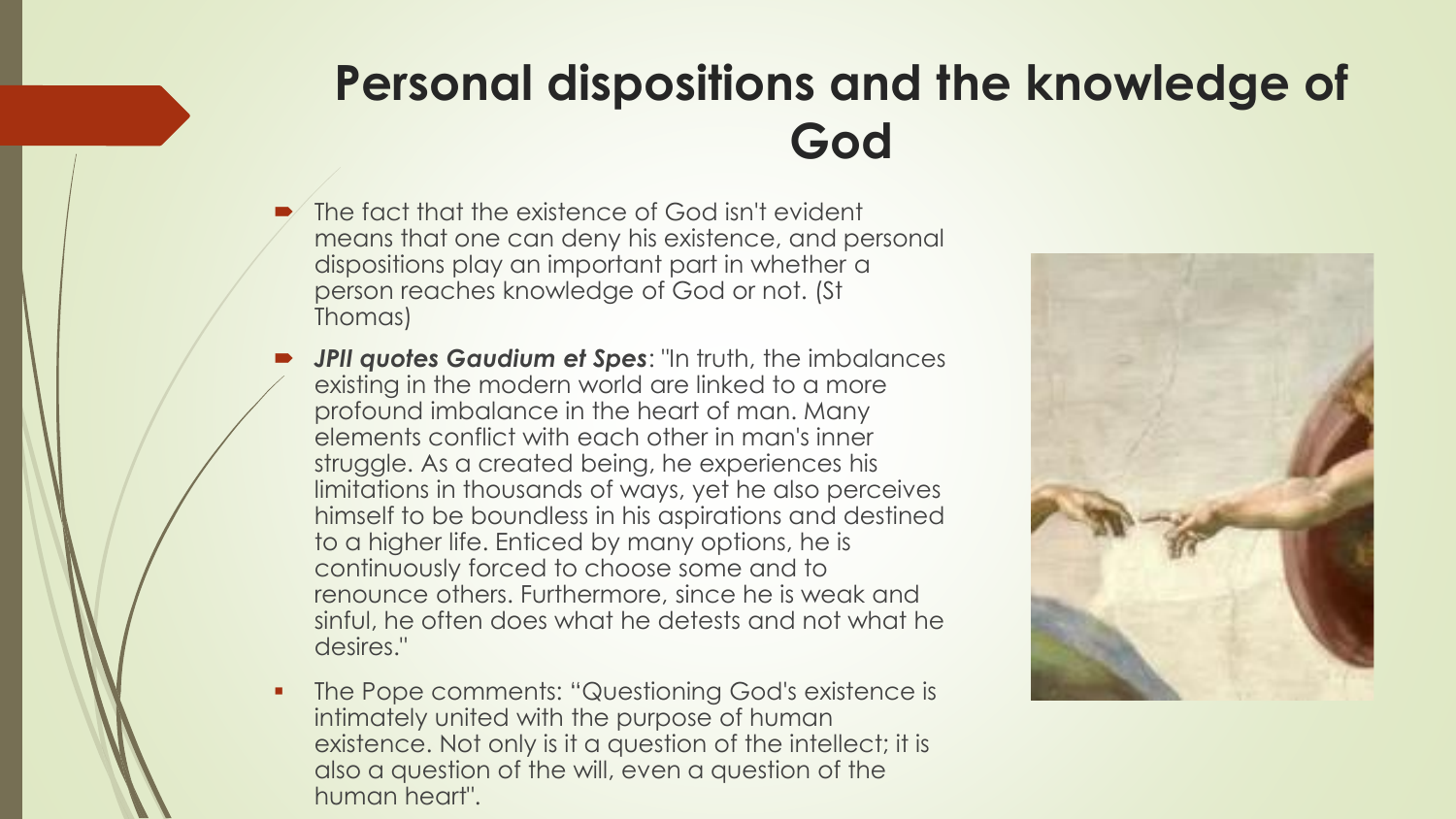# Personal dispositions and the knowledge of God

- The fact that the existence of God isn't evident means that one can deny his existence, and personal dispositions play an important part in whether a person reaches knowledge of God or not. (St Thomas)
- ***JPII quotes Gaudium et Spes***: "In truth, the imbalances existing in the modern world are linked to a more profound imbalance in the heart of man. Many elements conflict with each other in man's inner struggle. As a created being, he experiences his limitations in thousands of ways, yet he also perceives himself to be boundless in his aspirations and destined to a higher life. Enticed by many options, he is continuously forced to choose some and to renounce others. Furthermore, since he is weak and sinful, he often does what he detests and not what he desires."
- The Pope comments: "Questioning God's existence is intimately united with the purpose of human existence. Not only is it a question of the intellect; it is also a question of the will, even a question of the human heart".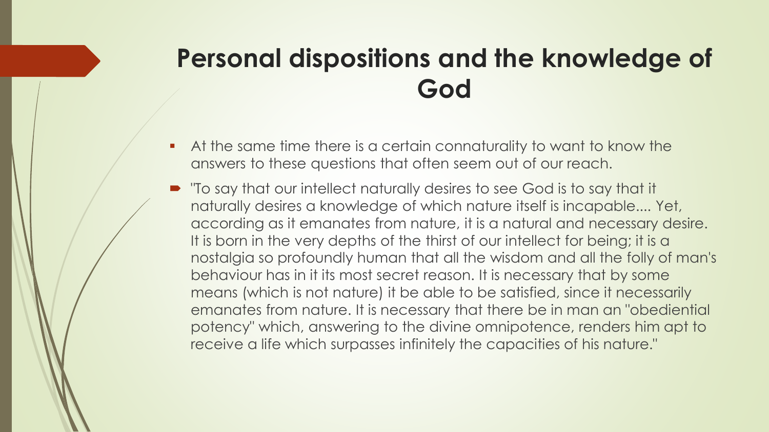# Personal dispositions and the knowledge of God

- At the same time there is a certain connaturality to want to know the answers to these questions that often seem out of our reach.
- "To say that our intellect naturally desires to see God is to say that it naturally desires a knowledge of which nature itself is incapable.... Yet, according as it emanates from nature, it is a natural and necessary desire. It is born in the very depths of the thirst of our intellect for being; it is a nostalgia so profoundly human that all the wisdom and all the folly of man's behaviour has in it its most secret reason. It is necessary that by some means (which is not nature) it be able to be satisfied, since it necessarily emanates from nature. It is necessary that there be in man an "obediential potency" which, answering to the divine omnipotence, renders him apt to receive a life which surpasses infinitely the capacities of his nature."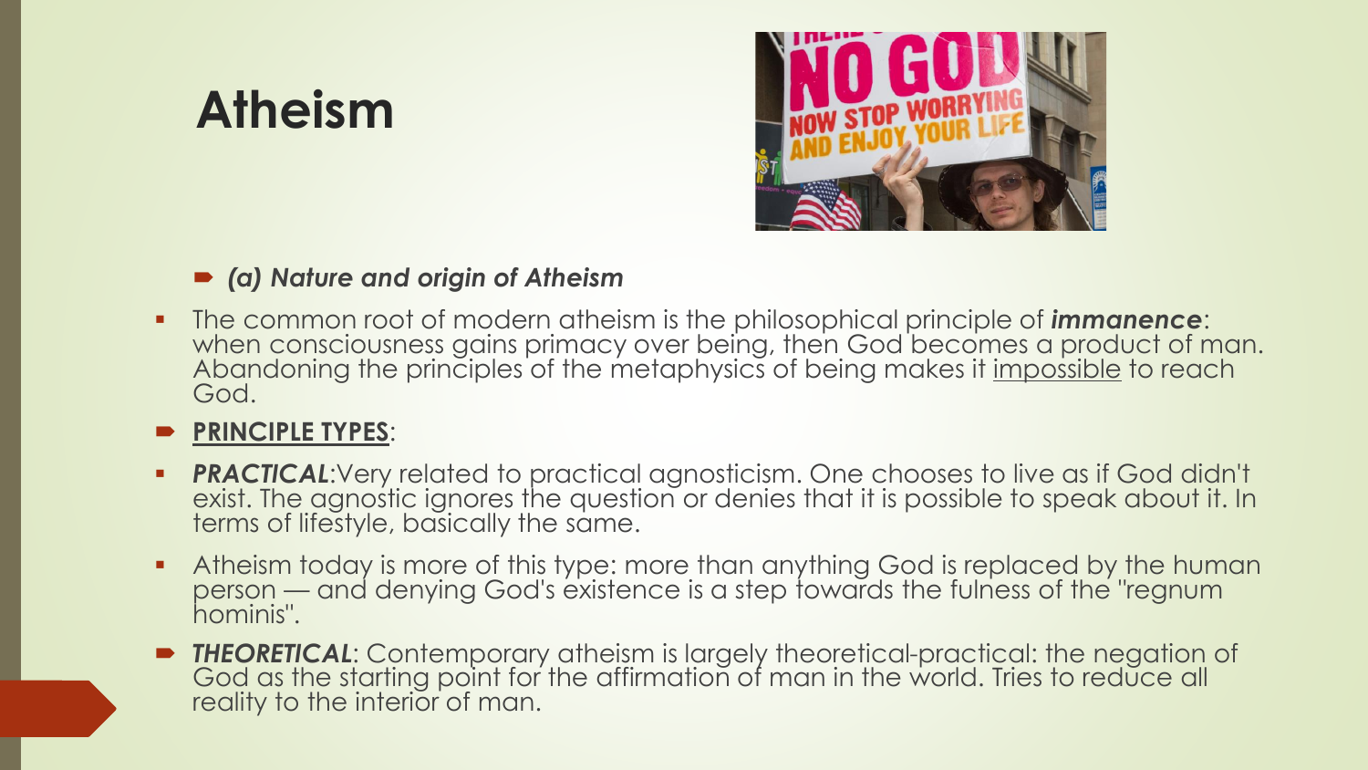# Atheism

- ***(a) Nature and origin of Atheism***

- The common root of modern atheism is the philosophical principle of ***immanence***: when consciousness gains primacy over being, then God becomes a product of man. Abandoning the principles of the metaphysics of being makes it <u>impossible</u> to reach God.

- **<u>PRINCIPLE TYPES</u>**:

- ***PRACTICAL***:Very related to practical agnosticism. One chooses to live as if God didn't exist. The agnostic ignores the question or denies that it is possible to speak about it. In terms of lifestyle, basically the same.

- Atheism today is more of this type: more than anything God is replaced by the human person — and denying God's existence is a step towards the fulness of the "regnum hominis".

- ***THEORETICAL***: Contemporary atheism is largely theoretical-practical: the negation of God as the starting point for the affirmation of man in the world. Tries to reduce all reality to the interior of man.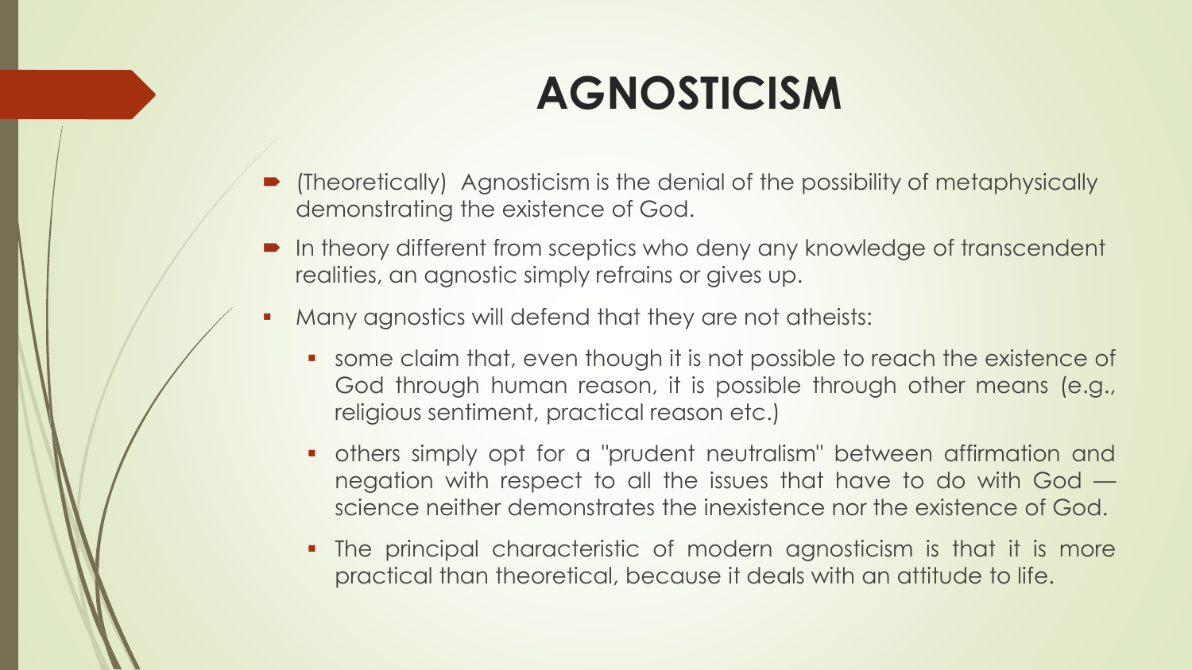# AGNOSTICISM

- (Theoretically) Agnosticism is the denial of the possibility of metaphysically demonstrating the existence of God.
- In theory different from sceptics who deny any knowledge of transcendent realities, an agnostic simply refrains or gives up.
- Many agnostics will defend that they are not atheists:
  - some claim that, even though it is not possible to reach the existence of God through human reason, it is possible through other means (e.g., religious sentiment, practical reason etc.)
  - others simply opt for a "prudent neutralism" between affirmation and negation with respect to all the issues that have to do with God — science neither demonstrates the inexistence nor the existence of God.
  - The principal characteristic of modern agnosticism is that it is more practical than theoretical, because it deals with an attitude to life.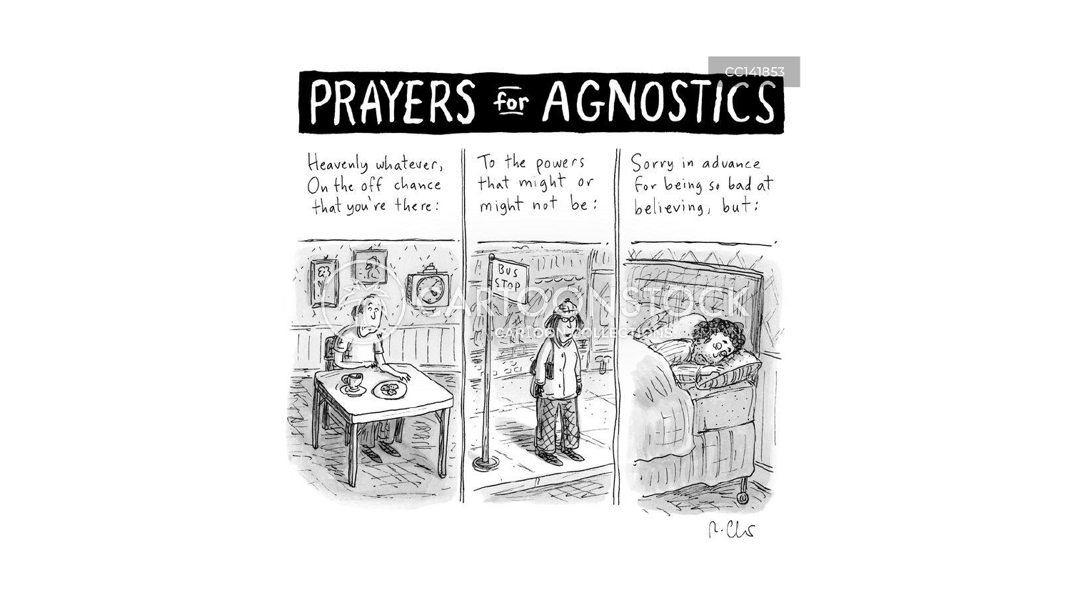# PRAYERS for AGNOSTICS

Heavenly whatever,
On the off chance
that you're there:

To the powers
that might or
might not be:

Sorry in advance
for being so bad at
believing, but: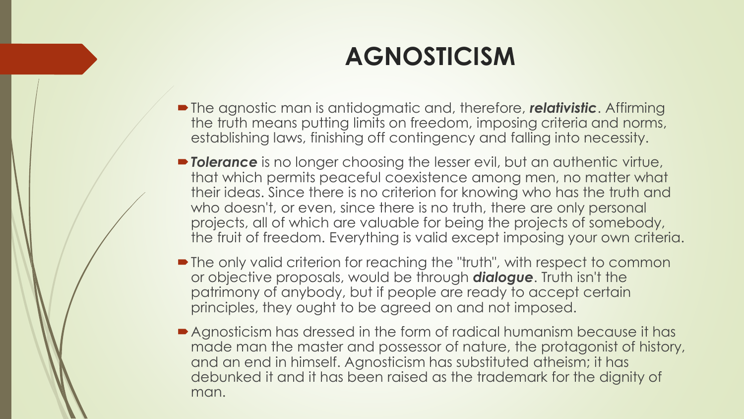# AGNOSTICISM

- The agnostic man is antidogmatic and, therefore, ***relativistic***. Affirming the truth means putting limits on freedom, imposing criteria and norms, establishing laws, finishing off contingency and falling into necessity.
- ***Tolerance*** is no longer choosing the lesser evil, but an authentic virtue, that which permits peaceful coexistence among men, no matter what their ideas. Since there is no criterion for knowing who has the truth and who doesn't, or even, since there is no truth, there are only personal projects, all of which are valuable for being the projects of somebody, the fruit of freedom. Everything is valid except imposing your own criteria.
- The only valid criterion for reaching the "truth", with respect to common or objective proposals, would be through ***dialogue***. Truth isn't the patrimony of anybody, but if people are ready to accept certain principles, they ought to be agreed on and not imposed.
- Agnosticism has dressed in the form of radical humanism because it has made man the master and possessor of nature, the protagonist of history, and an end in himself. Agnosticism has substituted atheism; it has debunked it and it has been raised as the trademark for the dignity of man.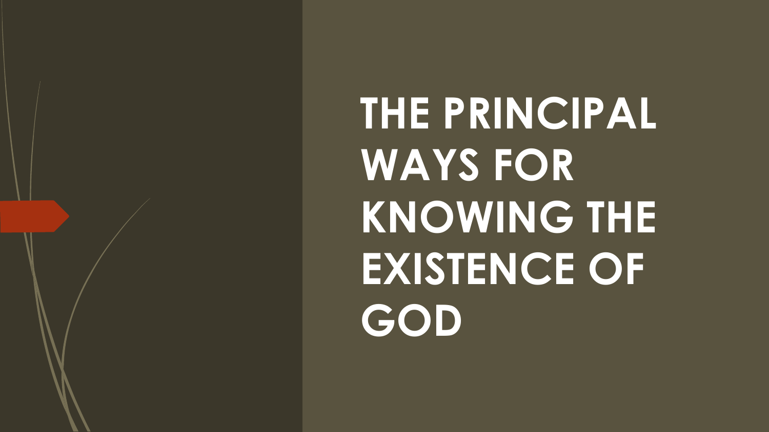# THE PRINCIPAL WAYS FOR KNOWING THE EXISTENCE OF GOD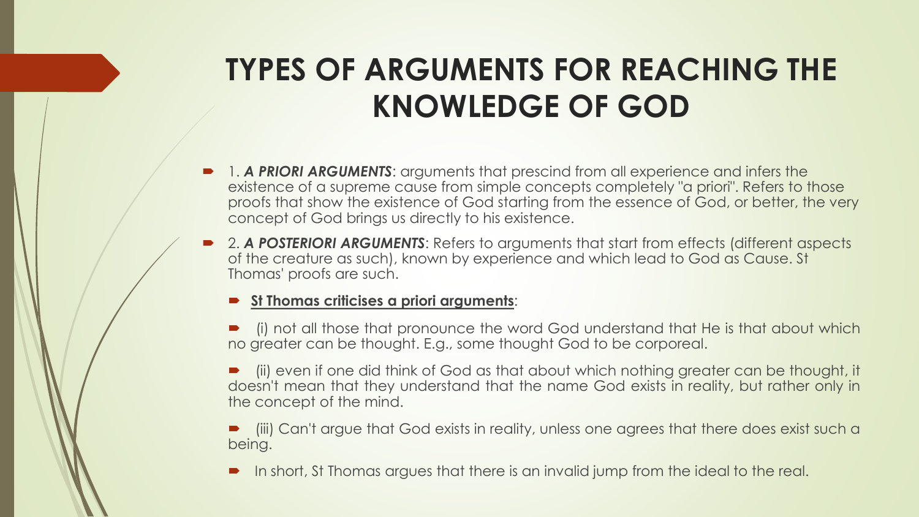# TYPES OF ARGUMENTS FOR REACHING THE KNOWLEDGE OF GOD

- 1. ***A PRIORI ARGUMENTS***: arguments that prescind from all experience and infers the existence of a supreme cause from simple concepts completely "a priori". Refers to those proofs that show the existence of God starting from the essence of God, or better, the very concept of God brings us directly to his existence.
- 2. ***A POSTERIORI ARGUMENTS***: Refers to arguments that start from effects (different aspects of the creature as such), known by experience and which lead to God as Cause. St Thomas' proofs are such.
  - **St Thomas criticises a priori arguments**:
  - (i) not all those that pronounce the word God understand that He is that about which no greater can be thought. E.g., some thought God to be corporeal.
  - (ii) even if one did think of God as that about which nothing greater can be thought, it doesn't mean that they understand that the name God exists in reality, but rather only in the concept of the mind.
  - (iii) Can't argue that God exists in reality, unless one agrees that there does exist such a being.
  - In short, St Thomas argues that there is an invalid jump from the ideal to the real.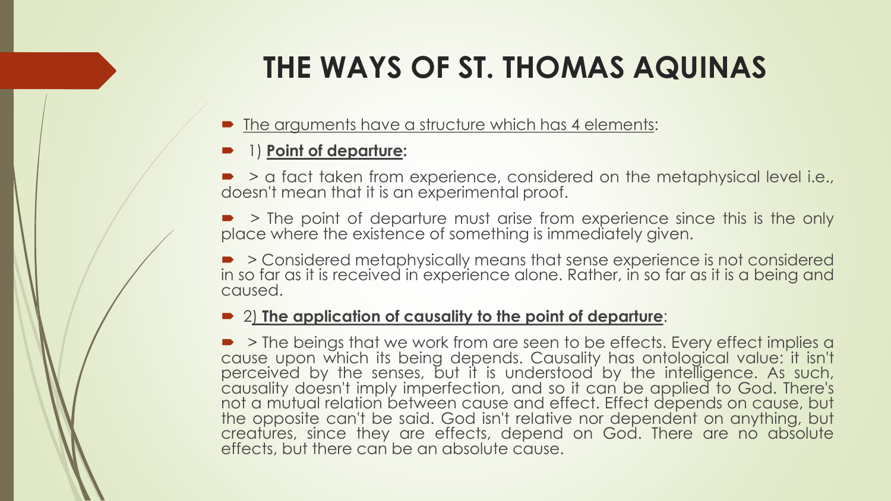# THE WAYS OF ST. THOMAS AQUINAS

- The arguments have a structure which has 4 elements:
- 1) **Point of departure:**
- > a fact taken from experience, considered on the metaphysical level i.e., doesn't mean that it is an experimental proof.
- > The point of departure must arise from experience since this is the only place where the existence of something is immediately given.
- > Considered metaphysically means that sense experience is not considered in so far as it is received in experience alone. Rather, in so far as it is a being and caused.
- 2) **The application of causality to the point of departure**:
- > The beings that we work from are seen to be effects. Every effect implies a cause upon which its being depends. Causality has ontological value: it isn't perceived by the senses, but it is understood by the intelligence. As such, causality doesn't imply imperfection, and so it can be applied to God. There's not a mutual relation between cause and effect. Effect depends on cause, but the opposite can't be said. God isn't relative nor dependent on anything, but creatures, since they are effects, depend on God. There are no absolute effects, but there can be an absolute cause.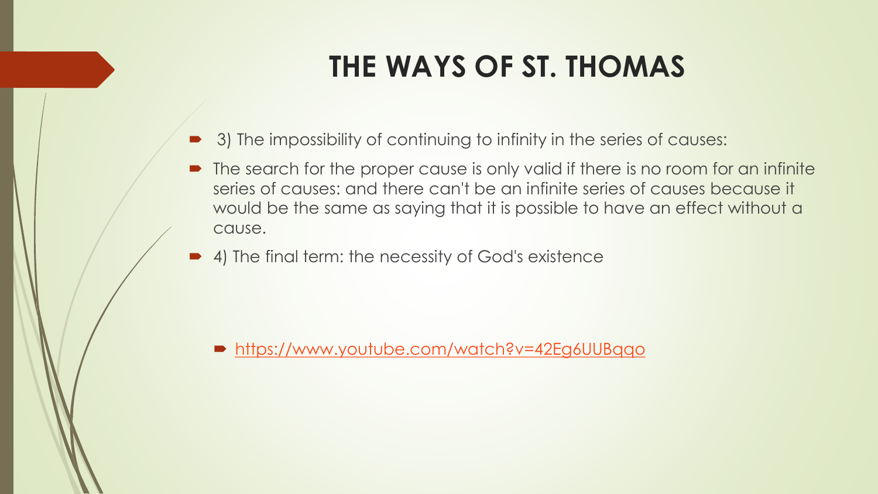# THE WAYS OF ST. THOMAS

- 3) The impossibility of continuing to infinity in the series of causes:
- The search for the proper cause is only valid if there is no room for an infinite series of causes: and there can't be an infinite series of causes because it would be the same as saying that it is possible to have an effect without a cause.
- 4) The final term: the necessity of God's existence

- [https://www.youtube.com/watch?v=42Eg6UUBqqo](https://www.youtube.com/watch?v=42Eg6UUBqqo)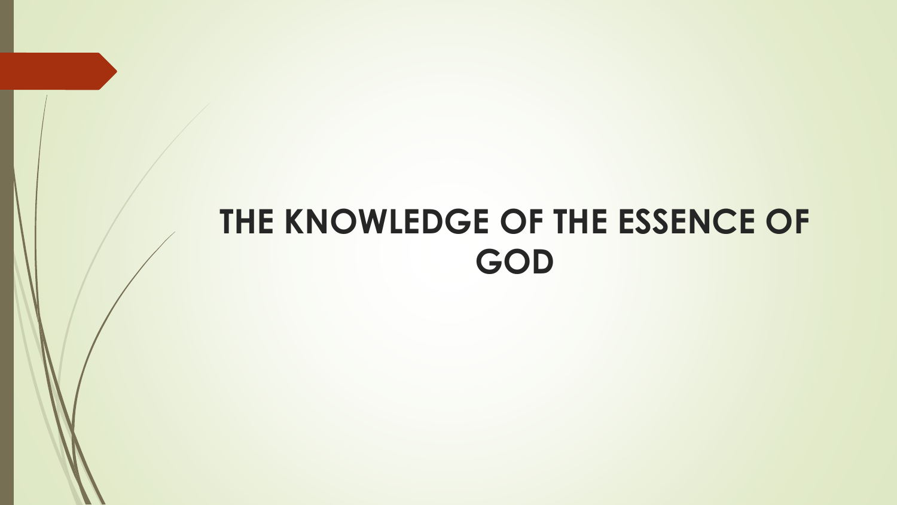# THE KNOWLEDGE OF THE ESSENCE OF GOD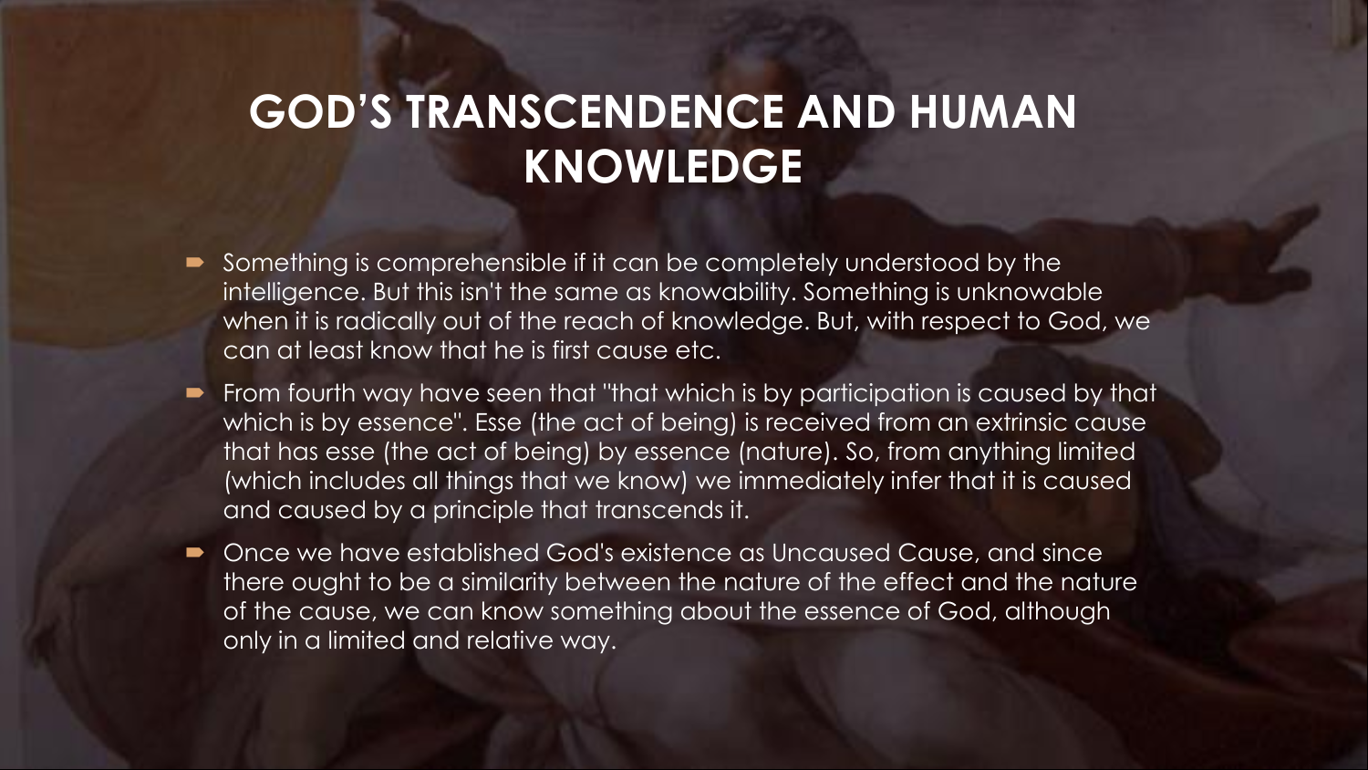# GOD'S TRANSCENDENCE AND HUMAN KNOWLEDGE

- Something is comprehensible if it can be completely understood by the intelligence. But this isn't the same as knowability. Something is unknowable when it is radically out of the reach of knowledge. But, with respect to God, we can at least know that he is first cause etc.
- From fourth way have seen that "that which is by participation is caused by that which is by essence". Esse (the act of being) is received from an extrinsic cause that has esse (the act of being) by essence (nature). So, from anything limited (which includes all things that we know) we immediately infer that it is caused and caused by a principle that transcends it.
- Once we have established God's existence as Uncaused Cause, and since there ought to be a similarity between the nature of the effect and the nature of the cause, we can know something about the essence of God, although only in a limited and relative way.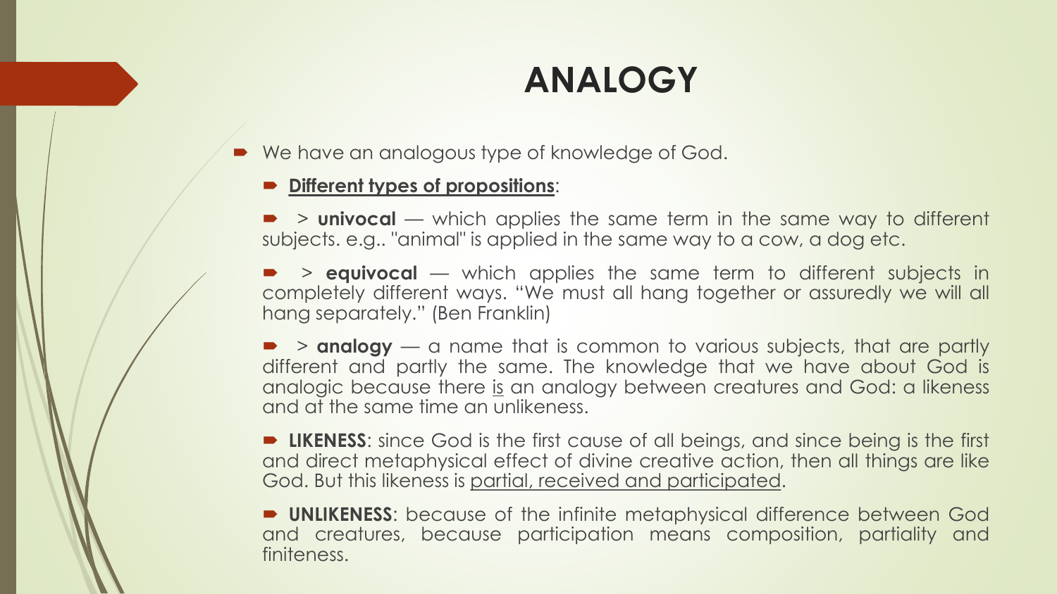# ANALOGY

- We have an analogous type of knowledge of God.
  - <u>**Different types of propositions**</u>:
  - > **univocal** — which applies the same term in the same way to different subjects. e.g.. "animal" is applied in the same way to a cow, a dog etc.
  - > **equivocal** — which applies the same term to different subjects in completely different ways. “We must all hang together or assuredly we will all hang separately.” (Ben Franklin)
  - > **analogy** — a name that is common to various subjects, that are partly different and partly the same. The knowledge that we have about God is analogic because there <u>is</u> an analogy between creatures and God: a likeness and at the same time an unlikeness.
  - **LIKENESS**: since God is the first cause of all beings, and since being is the first and direct metaphysical effect of divine creative action, then all things are like God. But this likeness is <u>partial, received and participated</u>.
  - **UNLIKENESS**: because of the infinite metaphysical difference between God and creatures, because participation means composition, partiality and finiteness.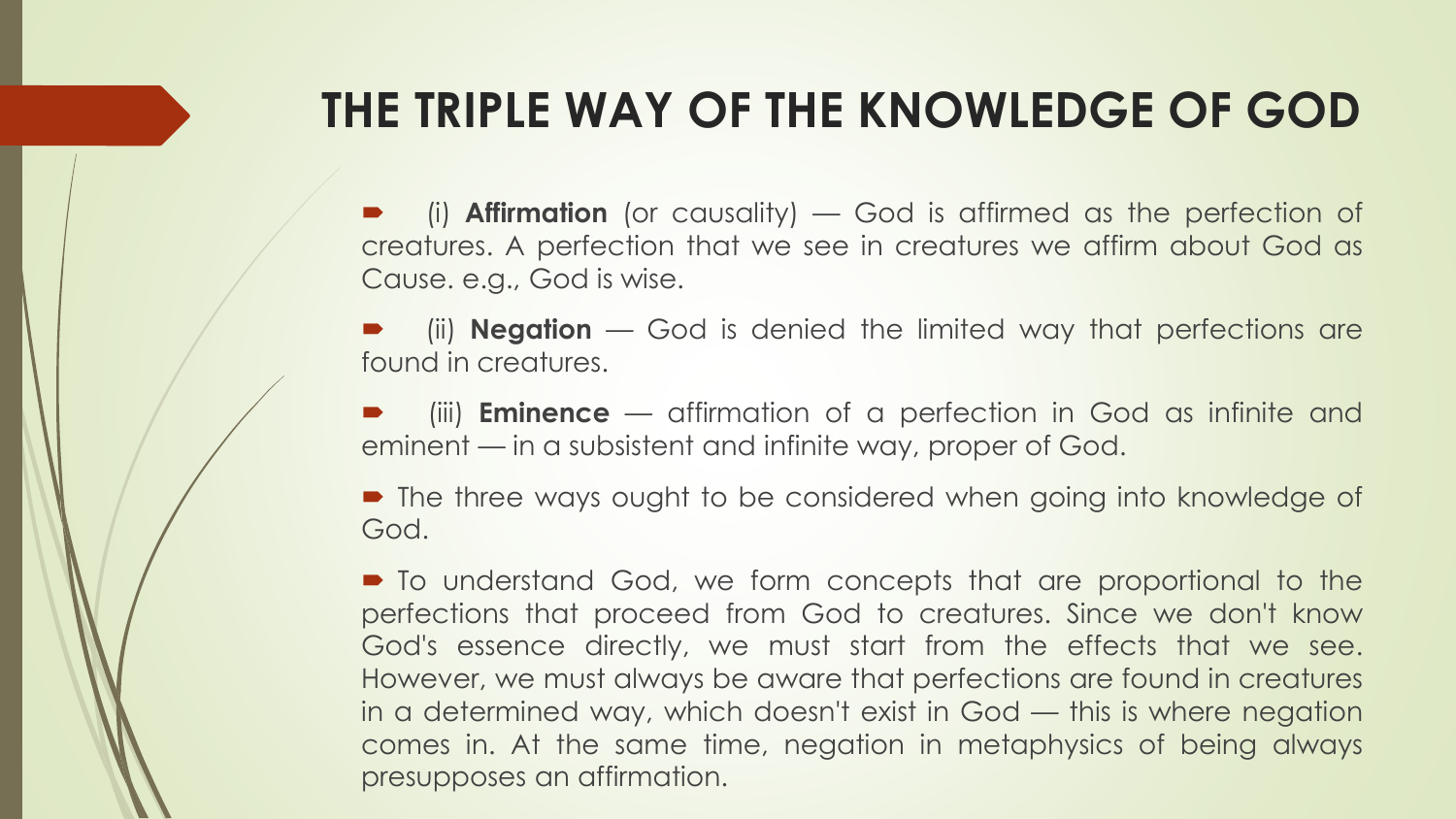# THE TRIPLE WAY OF THE KNOWLEDGE OF GOD

- (i) **Affirmation** (or causality) — God is affirmed as the perfection of creatures. A perfection that we see in creatures we affirm about God as Cause. e.g., God is wise.
- (ii) **Negation** — God is denied the limited way that perfections are found in creatures.
- (iii) **Eminence** — affirmation of a perfection in God as infinite and eminent — in a subsistent and infinite way, proper of God.
- The three ways ought to be considered when going into knowledge of God.
- To understand God, we form concepts that are proportional to the perfections that proceed from God to creatures. Since we don't know God's essence directly, we must start from the effects that we see. However, we must always be aware that perfections are found in creatures in a determined way, which doesn't exist in God — this is where negation comes in. At the same time, negation in metaphysics of being always presupposes an affirmation.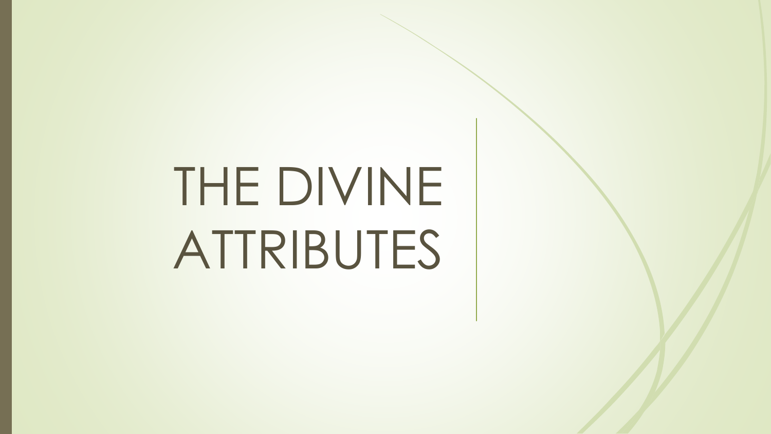# THE DIVINE ATTRIBUTES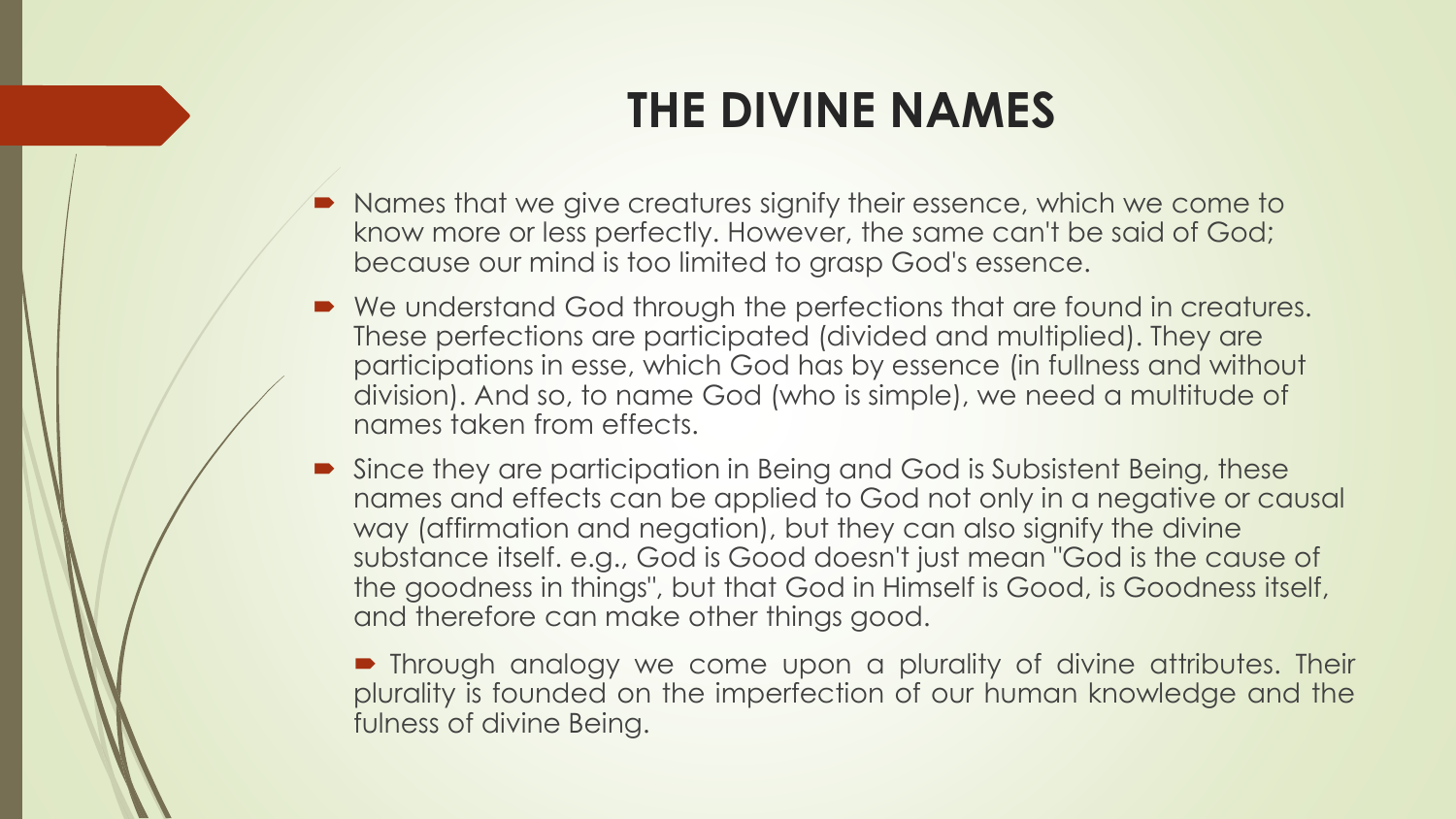# THE DIVINE NAMES

- Names that we give creatures signify their essence, which we come to know more or less perfectly. However, the same can't be said of God; because our mind is too limited to grasp God's essence.
- We understand God through the perfections that are found in creatures. These perfections are participated (divided and multiplied). They are participations in esse, which God has by essence (in fullness and without division). And so, to name God (who is simple), we need a multitude of names taken from effects.
- Since they are participation in Being and God is Subsistent Being, these names and effects can be applied to God not only in a negative or causal way (affirmation and negation), but they can also signify the divine substance itself. e.g., God is Good doesn't just mean "God is the cause of the goodness in things", but that God in Himself is Good, is Goodness itself, and therefore can make other things good.

- Through analogy we come upon a plurality of divine attributes. Their plurality is founded on the imperfection of our human knowledge and the fulness of divine Being.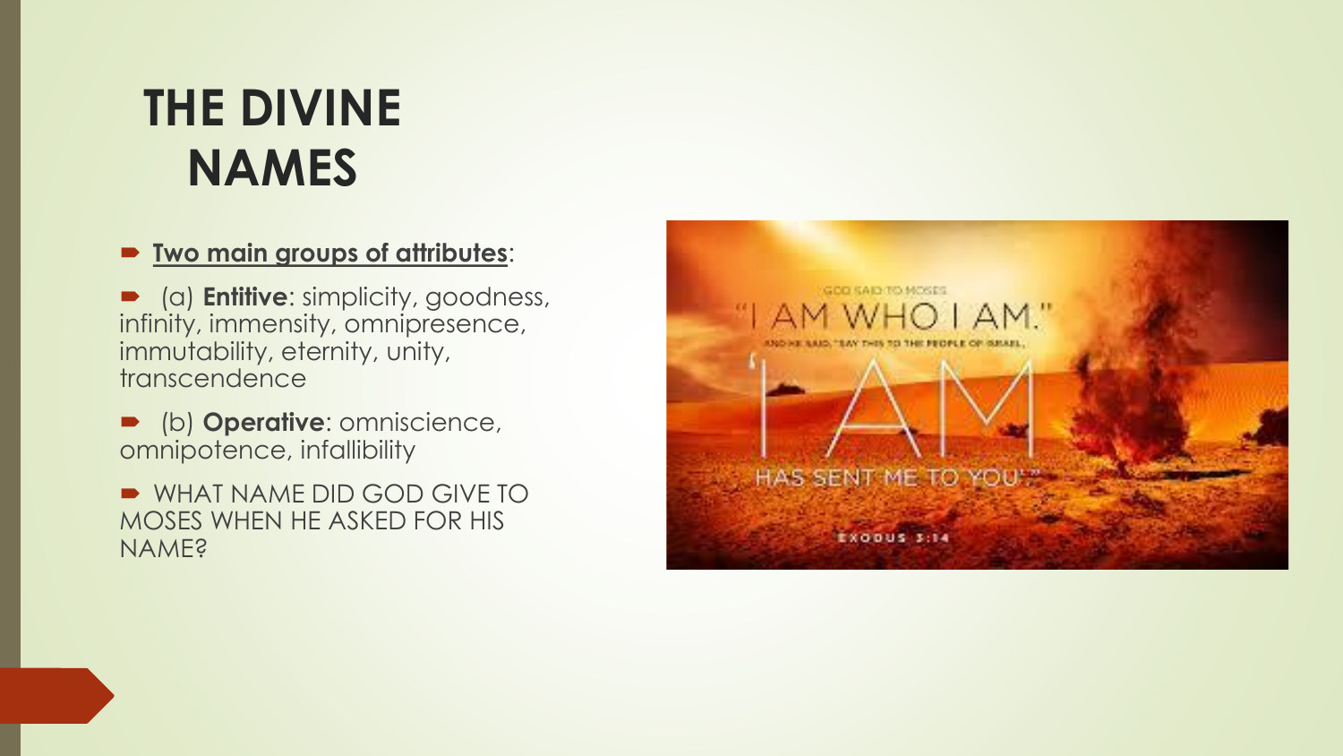# THE DIVINE NAMES

- **Two main groups of attributes**:
- (a) **Entitive**: simplicity, goodness, infinity, immensity, omnipresence, immutability, eternity, unity, transcendence
- (b) **Operative**: omniscience, omnipotence, infallibility
- WHAT NAME DID GOD GIVE TO MOSES WHEN HE ASKED FOR HIS NAME?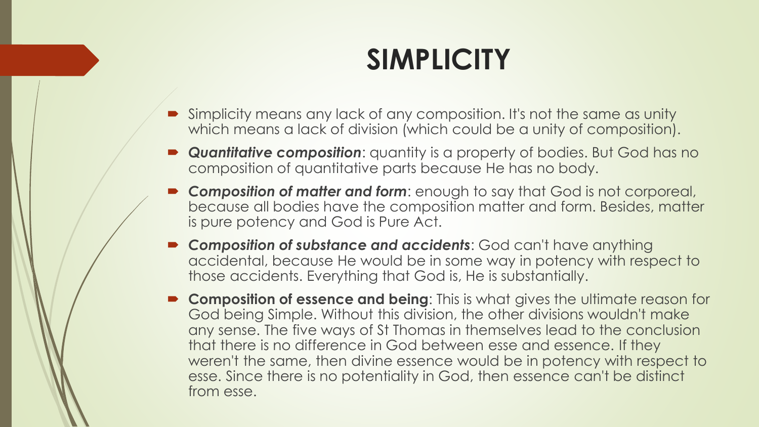# SIMPLICITY

- Simplicity means any lack of any composition. It's not the same as unity which means a lack of division (which could be a unity of composition).
- ***Quantitative composition***: quantity is a property of bodies. But God has no composition of quantitative parts because He has no body.
- ***Composition of matter and form***: enough to say that God is not corporeal, because all bodies have the composition matter and form. Besides, matter is pure potency and God is Pure Act.
- ***Composition of substance and accidents***: God can't have anything accidental, because He would be in some way in potency with respect to those accidents. Everything that God is, He is substantially.
- **Composition of essence and being**: This is what gives the ultimate reason for God being Simple. Without this division, the other divisions wouldn't make any sense. The five ways of St Thomas in themselves lead to the conclusion that there is no difference in God between esse and essence. If they weren't the same, then divine essence would be in potency with respect to esse. Since there is no potentiality in God, then essence can't be distinct from esse.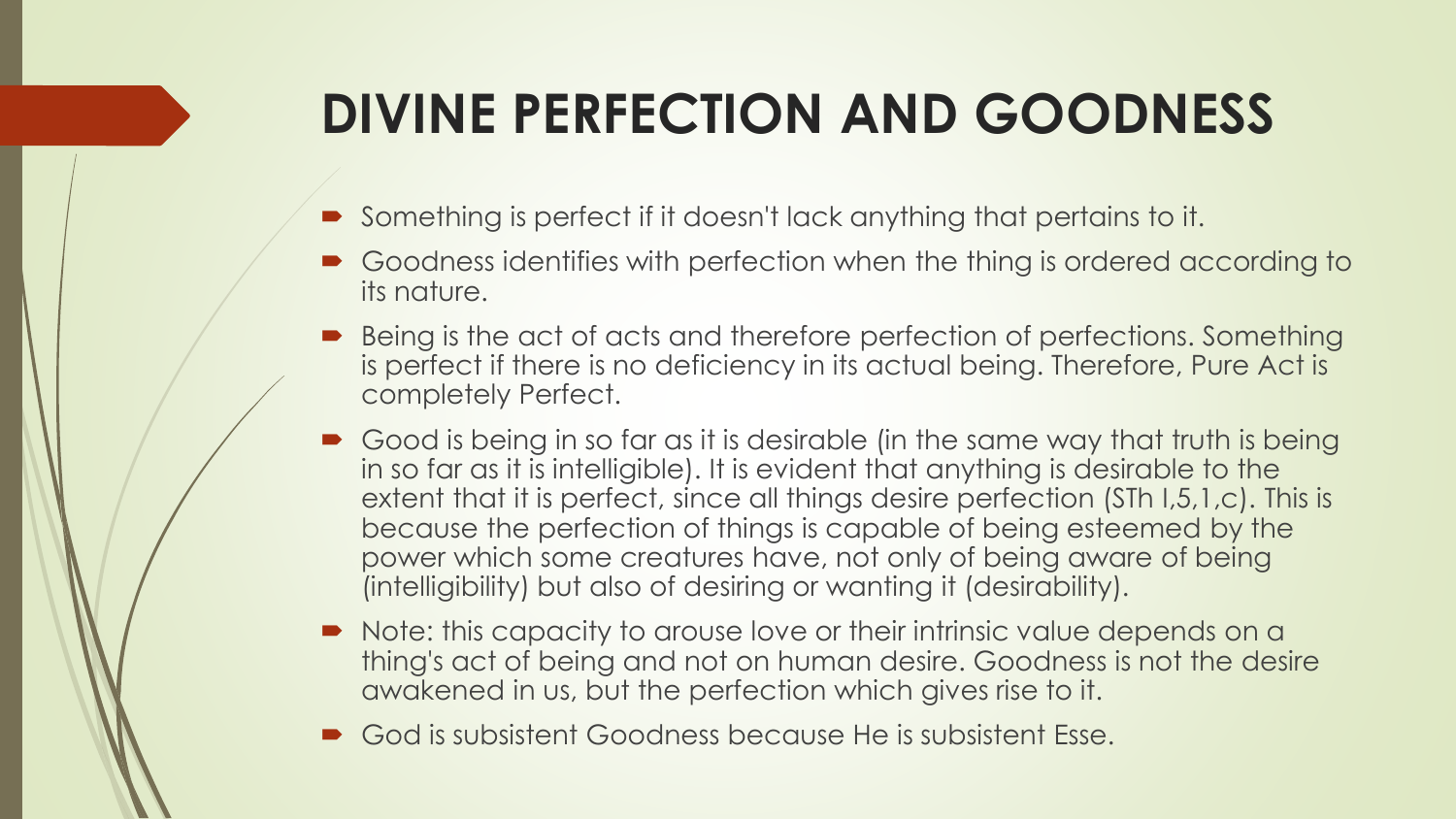# DIVINE PERFECTION AND GOODNESS

- Something is perfect if it doesn't lack anything that pertains to it.
- Goodness identifies with perfection when the thing is ordered according to its nature.
- Being is the act of acts and therefore perfection of perfections. Something is perfect if there is no deficiency in its actual being. Therefore, Pure Act is completely Perfect.
- Good is being in so far as it is desirable (in the same way that truth is being in so far as it is intelligible). It is evident that anything is desirable to the extent that it is perfect, since all things desire perfection (STh I,5,1,c). This is because the perfection of things is capable of being esteemed by the power which some creatures have, not only of being aware of being (intelligibility) but also of desiring or wanting it (desirability).
- Note: this capacity to arouse love or their intrinsic value depends on a thing's act of being and not on human desire. Goodness is not the desire awakened in us, but the perfection which gives rise to it.
- God is subsistent Goodness because He is subsistent Esse.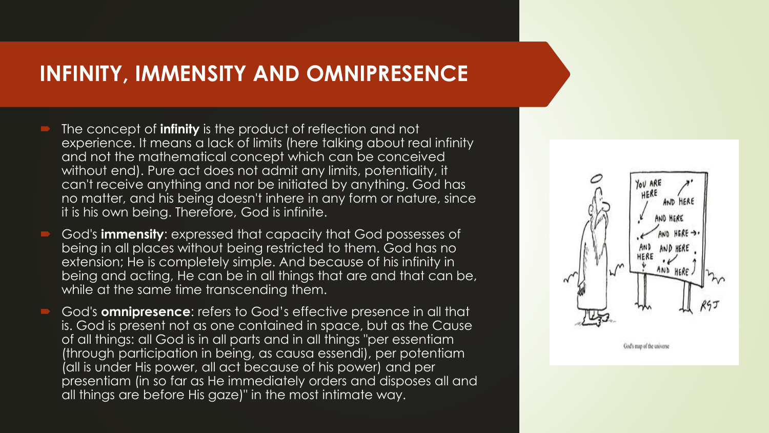## INFINITY, IMMENSITY AND OMNIPRESENCE

- The concept of **infinity** is the product of reflection and not experience. It means a lack of limits (here talking about real infinity and not the mathematical concept which can be conceived without end). Pure act does not admit any limits, potentiality, it can't receive anything and nor be initiated by anything. God has no matter, and his being doesn't inhere in any form or nature, since it is his own being. Therefore, God is infinite.
- God's **immensity**: expressed that capacity that God possesses of being in all places without being restricted to them. God has no extension; He is completely simple. And because of his infinity in being and acting, He can be in all things that are and that can be, while at the same time transcending them.
- God's **omnipresence**: refers to God's effective presence in all that is. God is present not as one contained in space, but as the Cause of all things: all God is in all parts and in all things "per essentiam (through participation in being, as causa essendi), per potentiam (all is under His power, all act because of his power) and per presentiam (in so far as He immediately orders and disposes all and all things are before His gaze)" in the most intimate way.

God's map of the universe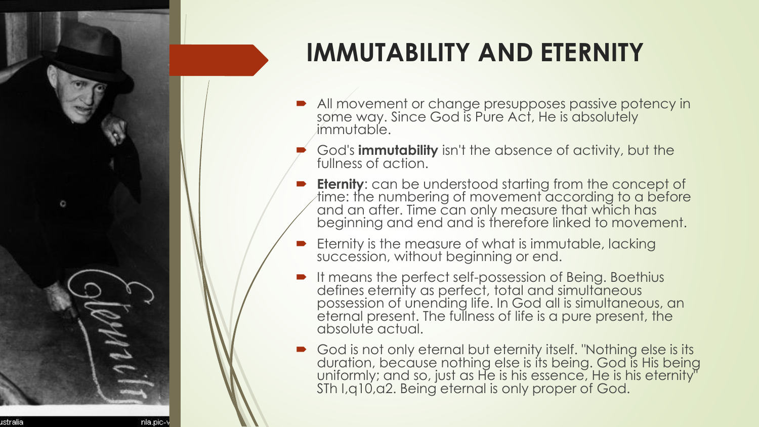# IMMUTABILITY AND ETERNITY

- All movement or change presupposes passive potency in some way. Since God is Pure Act, He is absolutely immutable.
- God's **immutability** isn't the absence of activity, but the fullness of action.
- **Eternity**: can be understood starting from the concept of time: the numbering of movement according to a before and an after. Time can only measure that which has beginning and end and is therefore linked to movement.
- Eternity is the measure of what is immutable, lacking succession, without beginning or end.
- It means the perfect self-possession of Being. Boethius defines eternity as perfect, total and simultaneous possession of unending life. In God all is simultaneous, an eternal present. The fullness of life is a pure present, the absolute actual.
- God is not only eternal but eternity itself. "Nothing else is its duration, because nothing else is its being. God is His being uniformly; and so, just as He is his essence, He is his eternity" STh I,q10,a2. Being eternal is only proper of God.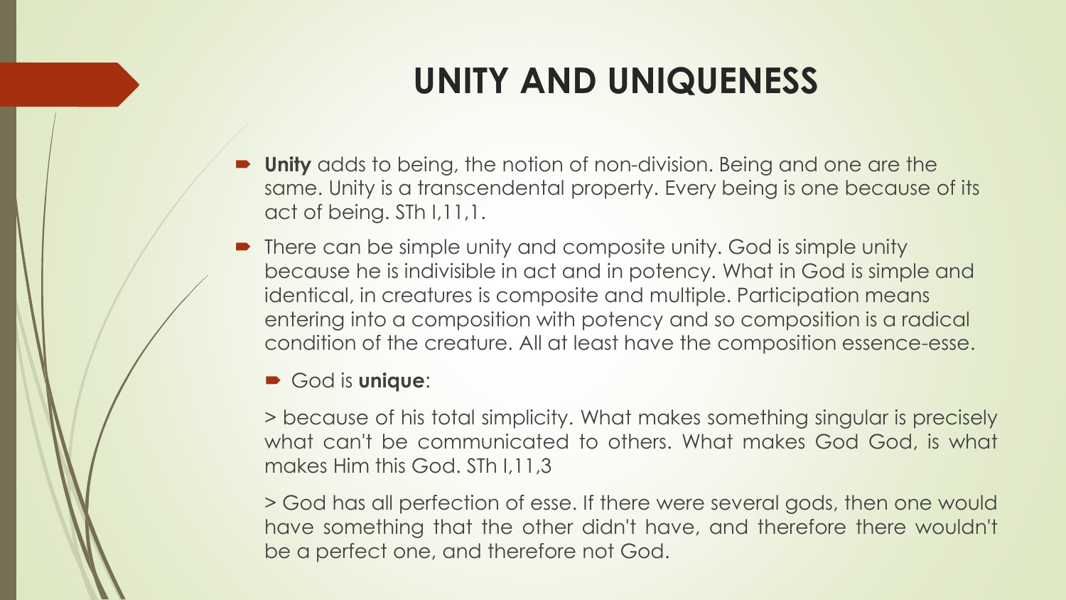# UNITY AND UNIQUENESS

- **Unity** adds to being, the notion of non-division. Being and one are the same. Unity is a transcendental property. Every being is one because of its act of being. STh I,11,1.
- There can be simple unity and composite unity. God is simple unity because he is indivisible in act and in potency. What in God is simple and identical, in creatures is composite and multiple. Participation means entering into a composition with potency and so composition is a radical condition of the creature. All at least have the composition essence-esse.
  - God is **unique**:

    > because of his total simplicity. What makes something singular is precisely what can't be communicated to others. What makes God God, is what makes Him this God. STh I,11,3

    > God has all perfection of esse. If there were several gods, then one would have something that the other didn't have, and therefore there wouldn't be a perfect one, and therefore not God.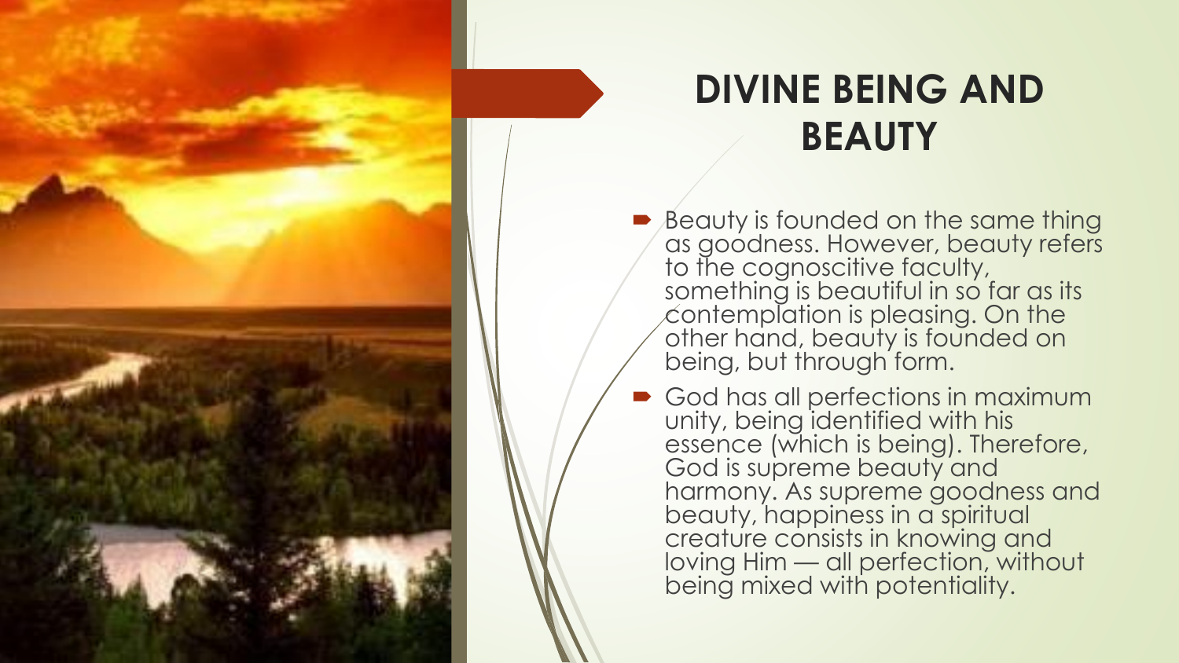# DIVINE BEING AND BEAUTY

- Beauty is founded on the same thing as goodness. However, beauty refers to the cognoscitive faculty, something is beautiful in so far as its contemplation is pleasing. On the other hand, beauty is founded on being, but through form.
- God has all perfections in maximum unity, being identified with his essence (which is being). Therefore, God is supreme beauty and harmony. As supreme goodness and beauty, happiness in a spiritual creature consists in knowing and loving Him — all perfection, without being mixed with potentiality.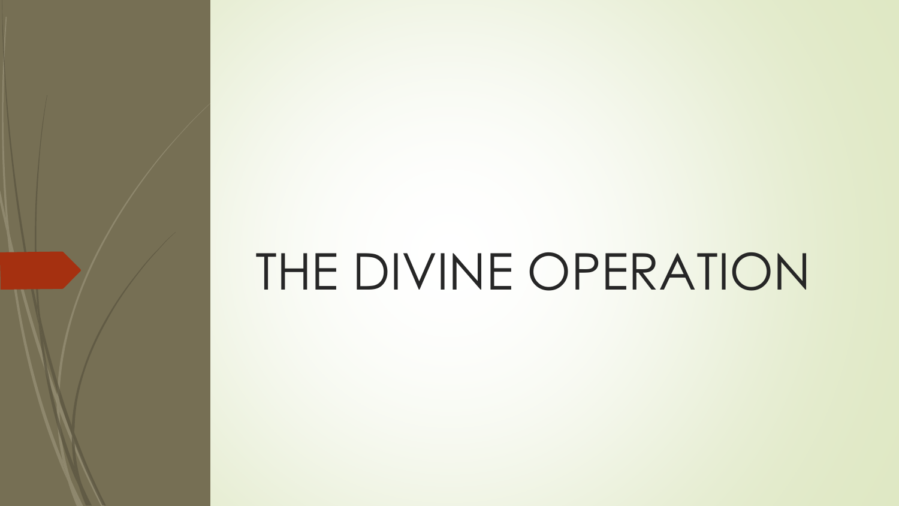# THE DIVINE OPERATION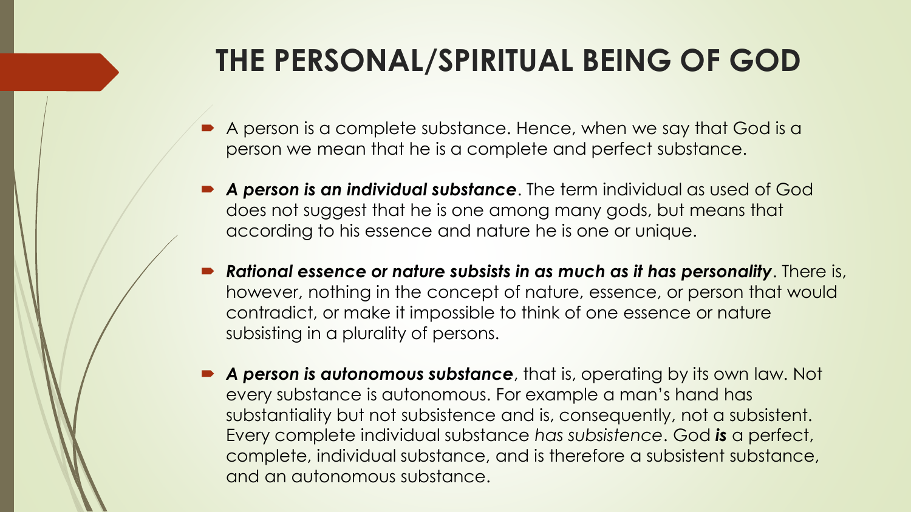# THE PERSONAL/SPIRITUAL BEING OF GOD

- A person is a complete substance. Hence, when we say that God is a person we mean that he is a complete and perfect substance.
- ***A person is an individual substance***. The term individual as used of God does not suggest that he is one among many gods, but means that according to his essence and nature he is one or unique.
- ***Rational essence or nature subsists in as much as it has personality***. There is, however, nothing in the concept of nature, essence, or person that would contradict, or make it impossible to think of one essence or nature subsisting in a plurality of persons.
- ***A person is autonomous substance***, that is, operating by its own law. Not every substance is autonomous. For example a man's hand has substantiality but not subsistence and is, consequently, not a subsistent. Every complete individual substance *has subsistence*. God ***is*** a perfect, complete, individual substance, and is therefore a subsistent substance, and an autonomous substance.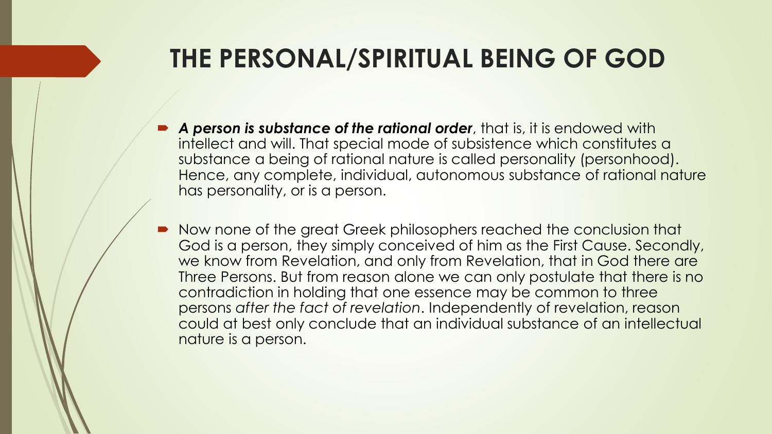# THE PERSONAL/SPIRITUAL BEING OF GOD

- ***A person is substance of the rational order***, that is, it is endowed with intellect and will. That special mode of subsistence which constitutes a substance a being of rational nature is called personality (personhood). Hence, any complete, individual, autonomous substance of rational nature has personality, or is a person.

- Now none of the great Greek philosophers reached the conclusion that God is a person, they simply conceived of him as the First Cause. Secondly, we know from Revelation, and only from Revelation, that in God there are Three Persons. But from reason alone we can only postulate that there is no contradiction in holding that one essence may be common to three persons *after the fact of revelation*. Independently of revelation, reason could at best only conclude that an individual substance of an intellectual nature is a person.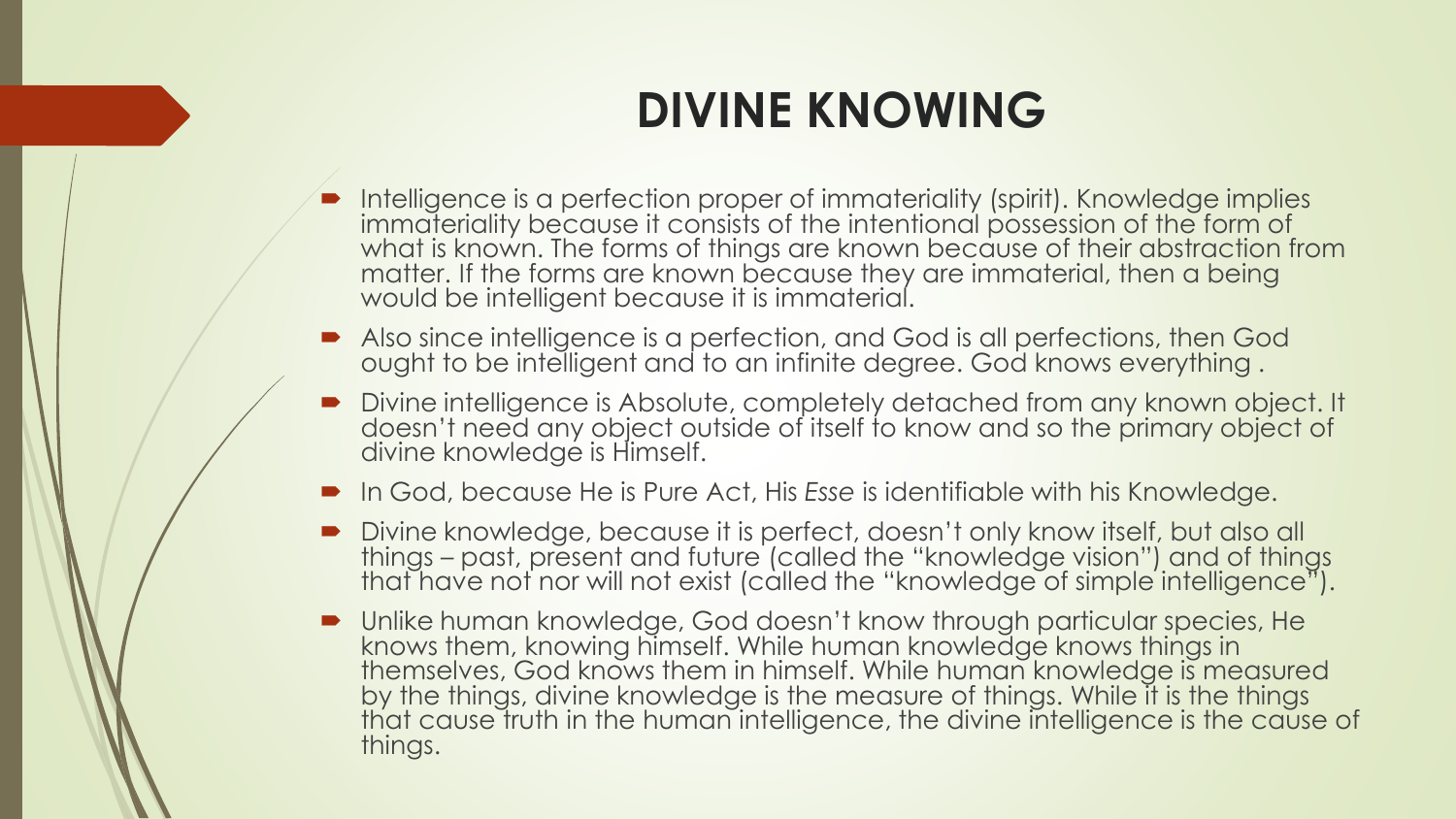# DIVINE KNOWING

- Intelligence is a perfection proper of immateriality (spirit). Knowledge implies immateriality because it consists of the intentional possession of the form of what is known. The forms of things are known because of their abstraction from matter. If the forms are known because they are immaterial, then a being would be intelligent because it is immaterial.
- Also since intelligence is a perfection, and God is all perfections, then God ought to be intelligent and to an infinite degree. God knows everything .
- Divine intelligence is Absolute, completely detached from any known object. It doesn't need any object outside of itself to know and so the primary object of divine knowledge is Himself.
- In God, because He is Pure Act, His *Esse* is identifiable with his Knowledge.
- Divine knowledge, because it is perfect, doesn't only know itself, but also all things – past, present and future (called the "knowledge vision") and of things that have not nor will not exist (called the "knowledge of simple intelligence").
- Unlike human knowledge, God doesn't know through particular species, He knows them, knowing himself. While human knowledge knows things in themselves, God knows them in himself. While human knowledge is measured by the things, divine knowledge is the measure of things. While it is the things that cause truth in the human intelligence, the divine intelligence is the cause of things.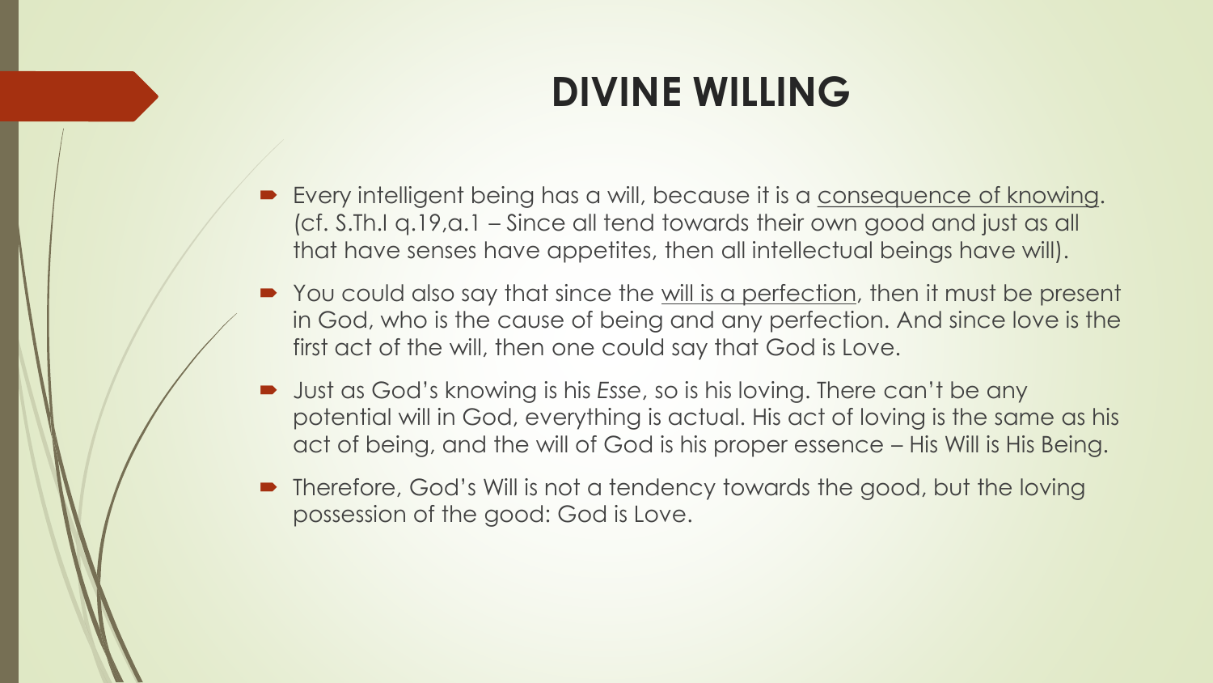# DIVINE WILLING

- Every intelligent being has a will, because it is a <u>consequence of knowing</u>. (cf. S.Th.I q.19,a.1 – Since all tend towards their own good and just as all that have senses have appetites, then all intellectual beings have will).
- You could also say that since the <u>will is a perfection</u>, then it must be present in God, who is the cause of being and any perfection. And since love is the first act of the will, then one could say that God is Love.
- Just as God's knowing is his *Esse*, so is his loving. There can't be any potential will in God, everything is actual. His act of loving is the same as his act of being, and the will of God is his proper essence – His Will is His Being.
- Therefore, God's Will is not a tendency towards the good, but the loving possession of the good: God is Love.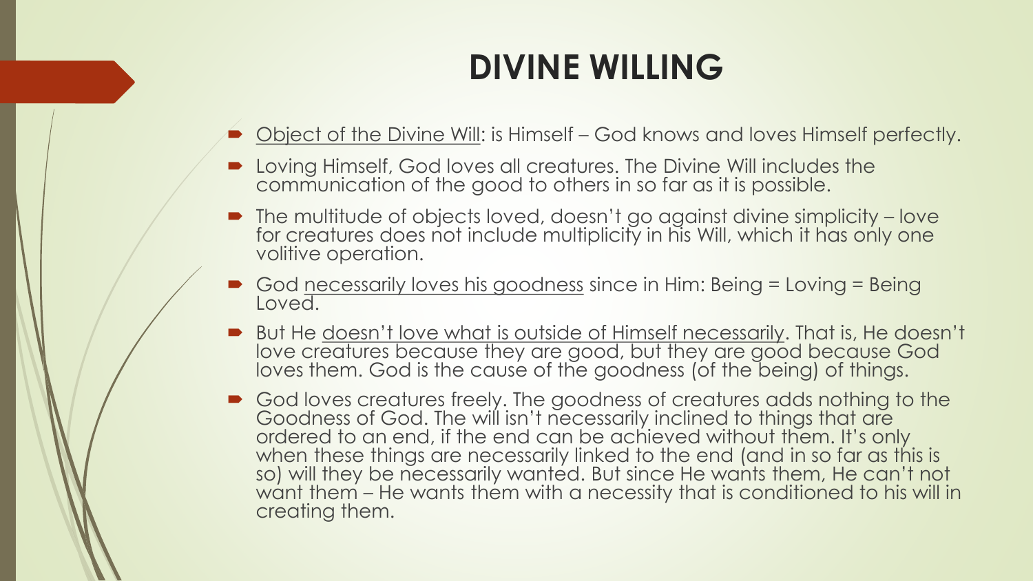# DIVINE WILLING

- Object of the Divine Will: is Himself – God knows and loves Himself perfectly.
- Loving Himself, God loves all creatures. The Divine Will includes the communication of the good to others in so far as it is possible.
- The multitude of objects loved, doesn't go against divine simplicity – love for creatures does not include multiplicity in his Will, which it has only one volitive operation.
- God necessarily loves his goodness since in Him: Being = Loving = Being Loved.
- But He doesn't love what is outside of Himself necessarily. That is, He doesn't love creatures because they are good, but they are good because God loves them. God is the cause of the goodness (of the being) of things.
- God loves creatures freely. The goodness of creatures adds nothing to the Goodness of God. The will isn't necessarily inclined to things that are ordered to an end, if the end can be achieved without them. It's only when these things are necessarily linked to the end (and in so far as this is so) will they be necessarily wanted. But since He wants them, He can't not want them – He wants them with a necessity that is conditioned to his will in creating them.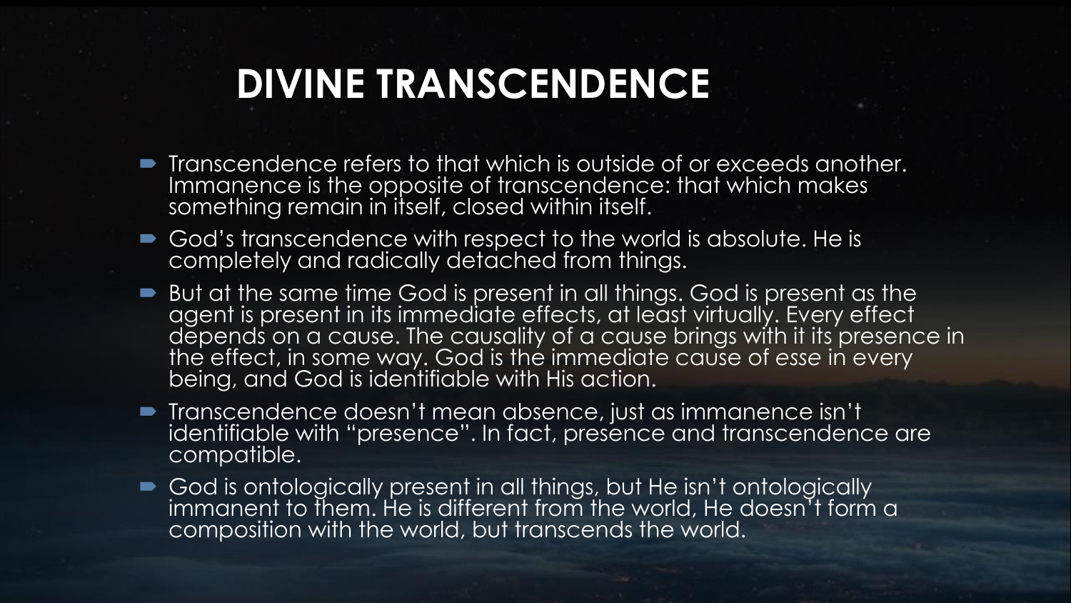# DIVINE TRANSCENDENCE

- Transcendence refers to that which is outside of or exceeds another. Immanence is the opposite of transcendence: that which makes something remain in itself, closed within itself.
- God's transcendence with respect to the world is absolute. He is completely and radically detached from things.
- But at the same time God is present in all things. God is present as the agent is present in its immediate effects, at least virtually. Every effect depends on a cause. The causality of a cause brings with it its presence in the effect, in some way. God is the immediate cause of esse in every being, and God is identifiable with His action.
- Transcendence doesn't mean absence, just as immanence isn't identifiable with "presence". In fact, presence and transcendence are compatible.
- God is ontologically present in all things, but He isn't ontologically immanent to them. He is different from the world, He doesn't form a composition with the world, but transcends the world.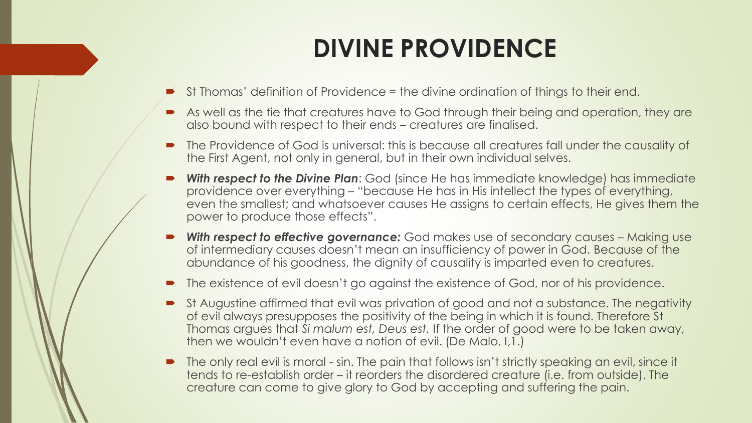# DIVINE PROVIDENCE

- St Thomas' definition of Providence = the divine ordination of things to their end.
- As well as the tie that creatures have to God through their being and operation, they are also bound with respect to their ends – creatures are finalised.
- The Providence of God is universal: this is because all creatures fall under the causality of the First Agent, not only in general, but in their own individual selves.
- ***With respect to the Divine Plan***: God (since He has immediate knowledge) has immediate providence over everything – "because He has in His intellect the types of everything, even the smallest; and whatsoever causes He assigns to certain effects, He gives them the power to produce those effects".
- ***With respect to effective governance:*** God makes use of secondary causes – Making use of intermediary causes doesn't mean an insufficiency of power in God. Because of the abundance of his goodness, the dignity of causality is imparted even to creatures.
- The existence of evil doesn't go against the existence of God, nor of his providence.
- St Augustine affirmed that evil was privation of good and not a substance. The negativity of evil always presupposes the positivity of the being in which it is found. Therefore St Thomas argues that *Si malum est, Deus est.* If the order of good were to be taken away, then we wouldn't even have a notion of evil. (De Malo, I,1.)
- The only real evil is moral - sin. The pain that follows isn't strictly speaking an evil, since it tends to re-establish order – it reorders the disordered creature (i.e. from outside). The creature can come to give glory to God by accepting and suffering the pain.